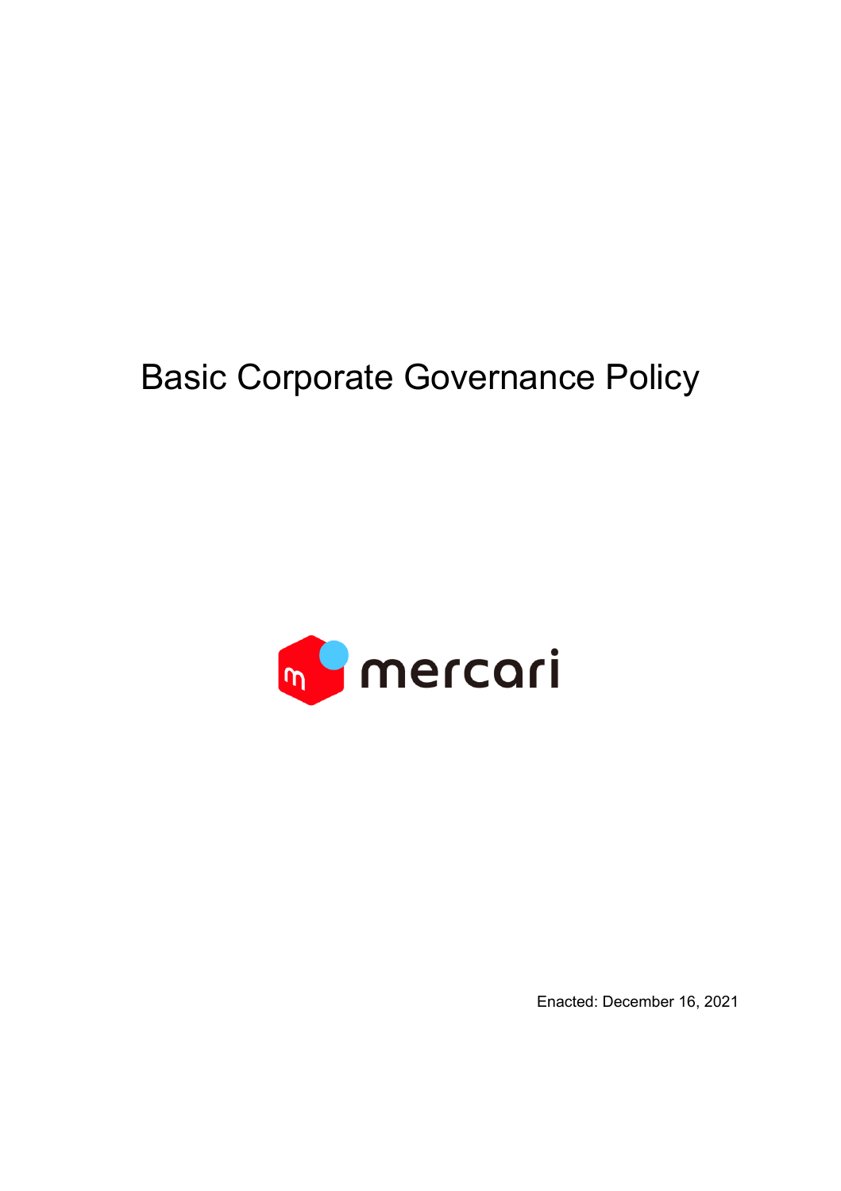# Basic Corporate Governance Policy

mercari

Enacted: December 16, 2021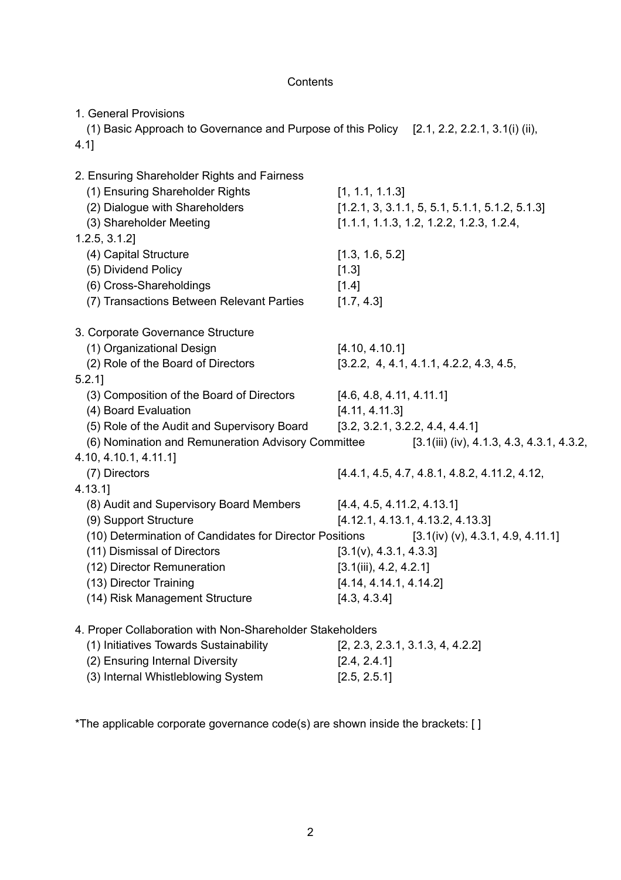# Contents

1. General Provisions
   - (1) Basic Approach to Governance and Purpose of this Policy [2.1, 2.2, 2.2.1, 3.1(i) (ii), 4.1]

2. Ensuring Shareholder Rights and Fairness
   - (1) Ensuring Shareholder Rights [1, 1.1, 1.1.3]
   - (2) Dialogue with Shareholders [1.2.1, 3, 3.1.1, 5, 5.1, 5.1.1, 5.1.2, 5.1.3]
   - (3) Shareholder Meeting [1.1.1, 1.1.3, 1.2, 1.2.2, 1.2.3, 1.2.4, 1.2.5, 3.1.2]
   - (4) Capital Structure [1.3, 1.6, 5.2]
   - (5) Dividend Policy [1.3]
   - (6) Cross-Shareholdings [1.4]
   - (7) Transactions Between Relevant Parties [1.7, 4.3]

3. Corporate Governance Structure
   - (1) Organizational Design [4.10, 4.10.1]
   - (2) Role of the Board of Directors [3.2.2, 4, 4.1, 4.1.1, 4.2.2, 4.3, 4.5, 5.2.1]
   - (3) Composition of the Board of Directors [4.6, 4.8, 4.11, 4.11.1]
   - (4) Board Evaluation [4.11, 4.11.3]
   - (5) Role of the Audit and Supervisory Board [3.2, 3.2.1, 3.2.2, 4.4, 4.4.1]
   - (6) Nomination and Remuneration Advisory Committee [3.1(iii) (iv), 4.1.3, 4.3, 4.3.1, 4.3.2, 4.10, 4.10.1, 4.11.1]
   - (7) Directors [4.4.1, 4.5, 4.7, 4.8.1, 4.8.2, 4.11.2, 4.12, 4.13.1]
   - (8) Audit and Supervisory Board Members [4.4, 4.5, 4.11.2, 4.13.1]
   - (9) Support Structure [4.12.1, 4.13.1, 4.13.2, 4.13.3]
   - (10) Determination of Candidates for Director Positions [3.1(iv) (v), 4.3.1, 4.9, 4.11.1]
   - (11) Dismissal of Directors [3.1(v), 4.3.1, 4.3.3]
   - (12) Director Remuneration [3.1(iii), 4.2, 4.2.1]
   - (13) Director Training [4.14, 4.14.1, 4.14.2]
   - (14) Risk Management Structure [4.3, 4.3.4]

4. Proper Collaboration with Non-Shareholder Stakeholders
   - (1) Initiatives Towards Sustainability [2, 2.3, 2.3.1, 3.1.3, 4, 4.2.2]
   - (2) Ensuring Internal Diversity [2.4, 2.4.1]
   - (3) Internal Whistleblowing System [2.5, 2.5.1]

*The applicable corporate governance code(s) are shown inside the brackets: [ ]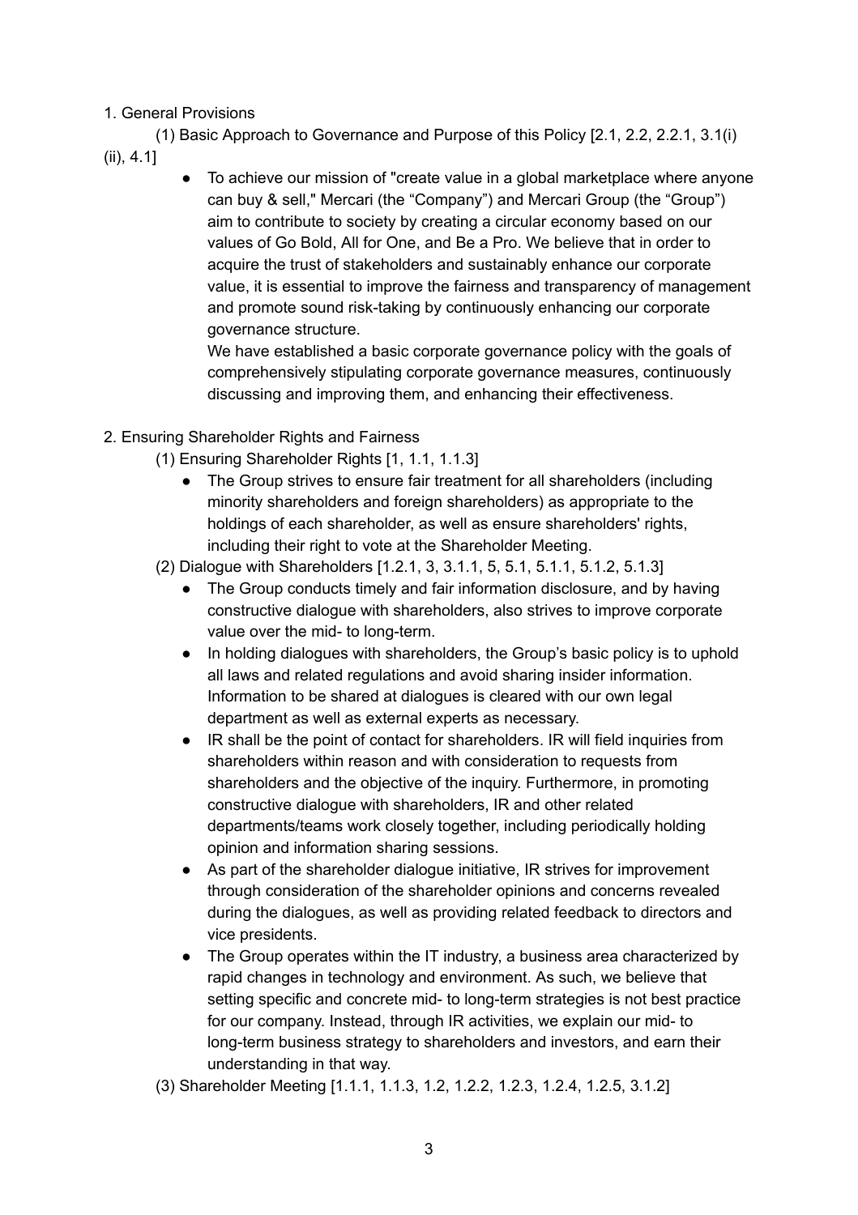1. General Provisions

(1) Basic Approach to Governance and Purpose of this Policy [2.1, 2.2, 2.2.1, 3.1(i)(ii), 4.1]

- To achieve our mission of "create value in a global marketplace where anyone can buy & sell," Mercari (the "Company") and Mercari Group (the "Group") aim to contribute to society by creating a circular economy based on our values of Go Bold, All for One, and Be a Pro. We believe that in order to acquire the trust of stakeholders and sustainably enhance our corporate value, it is essential to improve the fairness and transparency of management and promote sound risk-taking by continuously enhancing our corporate governance structure.
  We have established a basic corporate governance policy with the goals of comprehensively stipulating corporate governance measures, continuously discussing and improving them, and enhancing their effectiveness.

2. Ensuring Shareholder Rights and Fairness

(1) Ensuring Shareholder Rights [1, 1.1, 1.1.3]

- The Group strives to ensure fair treatment for all shareholders (including minority shareholders and foreign shareholders) as appropriate to the holdings of each shareholder, as well as ensure shareholders' rights, including their right to vote at the Shareholder Meeting.

(2) Dialogue with Shareholders [1.2.1, 3, 3.1.1, 5, 5.1, 5.1.1, 5.1.2, 5.1.3]

- The Group conducts timely and fair information disclosure, and by having constructive dialogue with shareholders, also strives to improve corporate value over the mid- to long-term.
- In holding dialogues with shareholders, the Group's basic policy is to uphold all laws and related regulations and avoid sharing insider information. Information to be shared at dialogues is cleared with our own legal department as well as external experts as necessary.
- IR shall be the point of contact for shareholders. IR will field inquiries from shareholders within reason and with consideration to requests from shareholders and the objective of the inquiry. Furthermore, in promoting constructive dialogue with shareholders, IR and other related departments/teams work closely together, including periodically holding opinion and information sharing sessions.
- As part of the shareholder dialogue initiative, IR strives for improvement through consideration of the shareholder opinions and concerns revealed during the dialogues, as well as providing related feedback to directors and vice presidents.
- The Group operates within the IT industry, a business area characterized by rapid changes in technology and environment. As such, we believe that setting specific and concrete mid- to long-term strategies is not best practice for our company. Instead, through IR activities, we explain our mid- to long-term business strategy to shareholders and investors, and earn their understanding in that way.

(3) Shareholder Meeting [1.1.1, 1.1.3, 1.2, 1.2.2, 1.2.3, 1.2.4, 1.2.5, 3.1.2]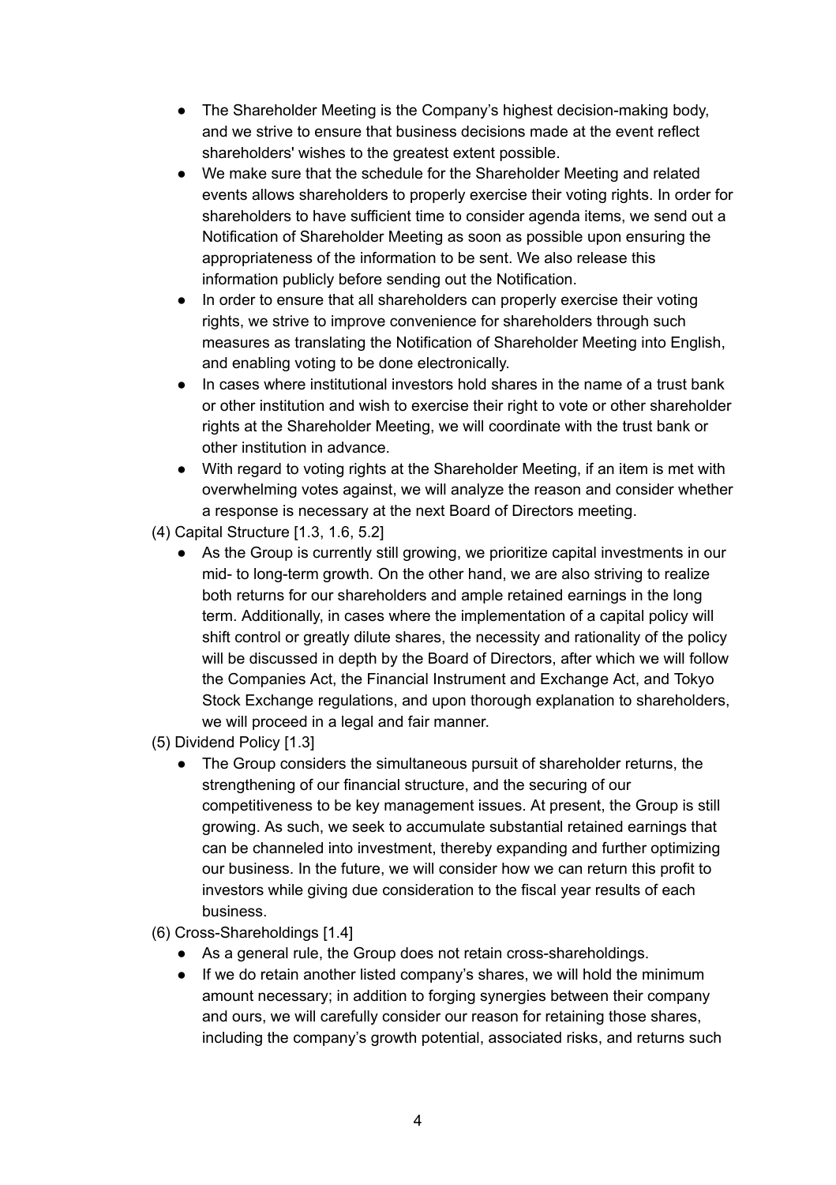- The Shareholder Meeting is the Company's highest decision-making body, and we strive to ensure that business decisions made at the event reflect shareholders' wishes to the greatest extent possible.
- We make sure that the schedule for the Shareholder Meeting and related events allows shareholders to properly exercise their voting rights. In order for shareholders to have sufficient time to consider agenda items, we send out a Notification of Shareholder Meeting as soon as possible upon ensuring the appropriateness of the information to be sent. We also release this information publicly before sending out the Notification.
- In order to ensure that all shareholders can properly exercise their voting rights, we strive to improve convenience for shareholders through such measures as translating the Notification of Shareholder Meeting into English, and enabling voting to be done electronically.
- In cases where institutional investors hold shares in the name of a trust bank or other institution and wish to exercise their right to vote or other shareholder rights at the Shareholder Meeting, we will coordinate with the trust bank or other institution in advance.
- With regard to voting rights at the Shareholder Meeting, if an item is met with overwhelming votes against, we will analyze the reason and consider whether a response is necessary at the next Board of Directors meeting.

(4) Capital Structure [1.3, 1.6, 5.2]

- As the Group is currently still growing, we prioritize capital investments in our mid- to long-term growth. On the other hand, we are also striving to realize both returns for our shareholders and ample retained earnings in the long term. Additionally, in cases where the implementation of a capital policy will shift control or greatly dilute shares, the necessity and rationality of the policy will be discussed in depth by the Board of Directors, after which we will follow the Companies Act, the Financial Instrument and Exchange Act, and Tokyo Stock Exchange regulations, and upon thorough explanation to shareholders, we will proceed in a legal and fair manner.

(5) Dividend Policy [1.3]

- The Group considers the simultaneous pursuit of shareholder returns, the strengthening of our financial structure, and the securing of our competitiveness to be key management issues. At present, the Group is still growing. As such, we seek to accumulate substantial retained earnings that can be channeled into investment, thereby expanding and further optimizing our business. In the future, we will consider how we can return this profit to investors while giving due consideration to the fiscal year results of each business.

(6) Cross-Shareholdings [1.4]

- As a general rule, the Group does not retain cross-shareholdings.
- If we do retain another listed company's shares, we will hold the minimum amount necessary; in addition to forging synergies between their company and ours, we will carefully consider our reason for retaining those shares, including the company's growth potential, associated risks, and returns such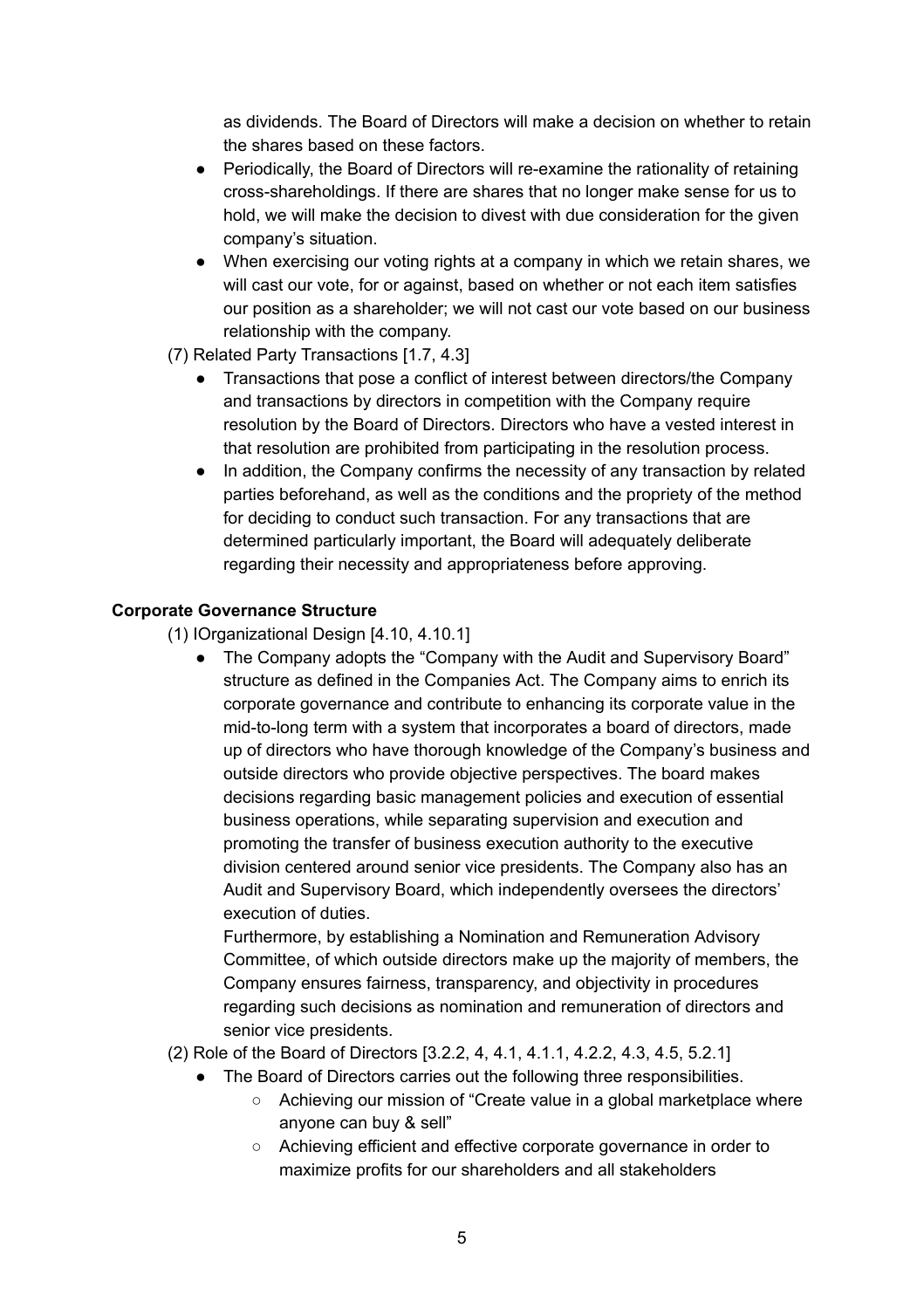as dividends. The Board of Directors will make a decision on whether to retain the shares based on these factors.

- Periodically, the Board of Directors will re-examine the rationality of retaining cross-shareholdings. If there are shares that no longer make sense for us to hold, we will make the decision to divest with due consideration for the given company's situation.
- When exercising our voting rights at a company in which we retain shares, we will cast our vote, for or against, based on whether or not each item satisfies our position as a shareholder; we will not cast our vote based on our business relationship with the company.

(7) Related Party Transactions [1.7, 4.3]

- Transactions that pose a conflict of interest between directors/the Company and transactions by directors in competition with the Company require resolution by the Board of Directors. Directors who have a vested interest in that resolution are prohibited from participating in the resolution process.
- In addition, the Company confirms the necessity of any transaction by related parties beforehand, as well as the conditions and the propriety of the method for deciding to conduct such transaction. For any transactions that are determined particularly important, the Board will adequately deliberate regarding their necessity and appropriateness before approving.

**Corporate Governance Structure**

(1) IOrganizational Design [4.10, 4.10.1]

- The Company adopts the "Company with the Audit and Supervisory Board" structure as defined in the Companies Act. The Company aims to enrich its corporate governance and contribute to enhancing its corporate value in the mid-to-long term with a system that incorporates a board of directors, made up of directors who have thorough knowledge of the Company's business and outside directors who provide objective perspectives. The board makes decisions regarding basic management policies and execution of essential business operations, while separating supervision and execution and promoting the transfer of business execution authority to the executive division centered around senior vice presidents. The Company also has an Audit and Supervisory Board, which independently oversees the directors' execution of duties.

  Furthermore, by establishing a Nomination and Remuneration Advisory Committee, of which outside directors make up the majority of members, the Company ensures fairness, transparency, and objectivity in procedures regarding such decisions as nomination and remuneration of directors and senior vice presidents.

(2) Role of the Board of Directors [3.2.2, 4, 4.1, 4.1.1, 4.2.2, 4.3, 4.5, 5.2.1]

- The Board of Directors carries out the following three responsibilities.
  - Achieving our mission of "Create value in a global marketplace where anyone can buy & sell"
  - Achieving efficient and effective corporate governance in order to maximize profits for our shareholders and all stakeholders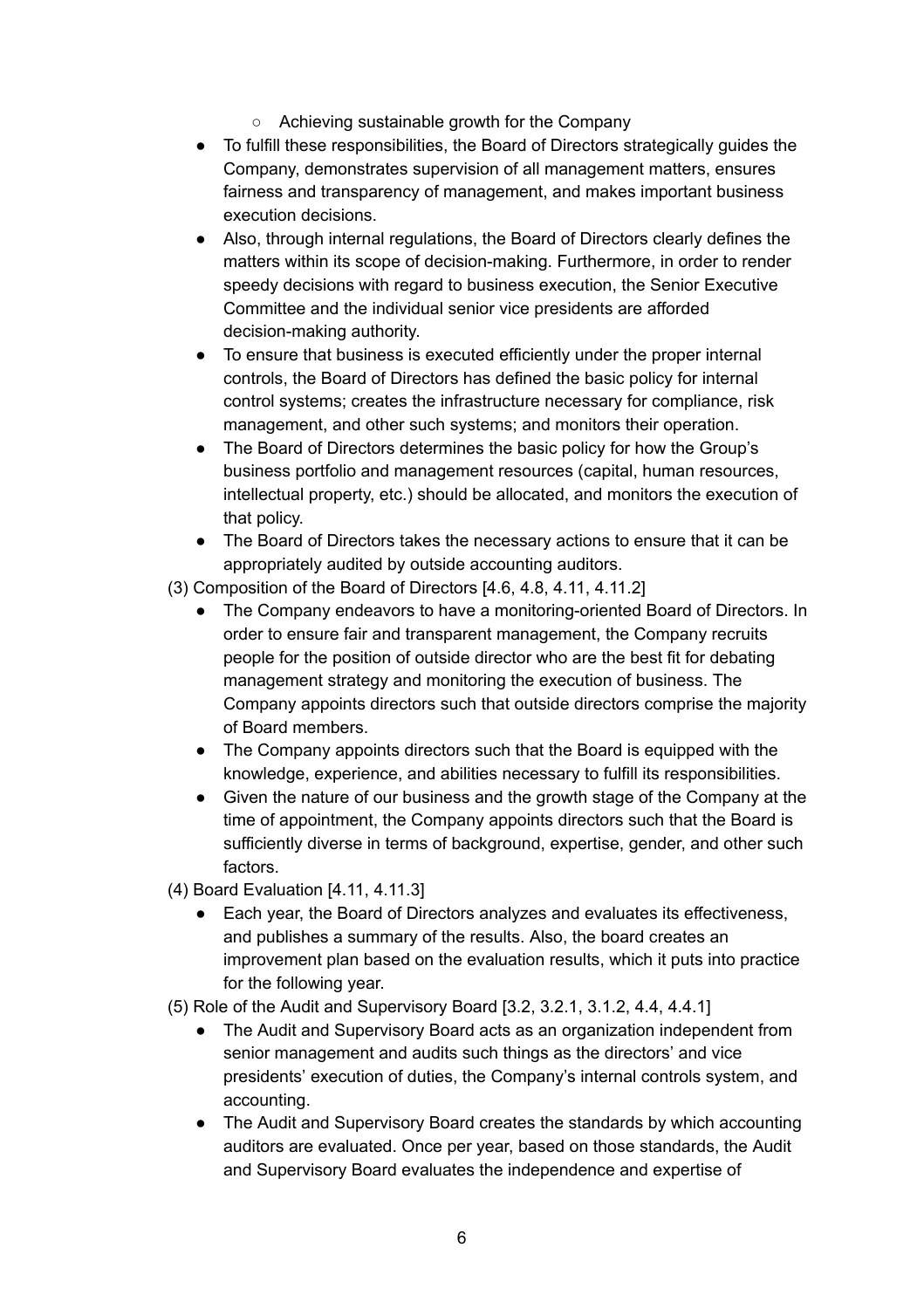- Achieving sustainable growth for the Company
- To fulfill these responsibilities, the Board of Directors strategically guides the Company, demonstrates supervision of all management matters, ensures fairness and transparency of management, and makes important business execution decisions.
- Also, through internal regulations, the Board of Directors clearly defines the matters within its scope of decision-making. Furthermore, in order to render speedy decisions with regard to business execution, the Senior Executive Committee and the individual senior vice presidents are afforded decision-making authority.
- To ensure that business is executed efficiently under the proper internal controls, the Board of Directors has defined the basic policy for internal control systems; creates the infrastructure necessary for compliance, risk management, and other such systems; and monitors their operation.
- The Board of Directors determines the basic policy for how the Group's business portfolio and management resources (capital, human resources, intellectual property, etc.) should be allocated, and monitors the execution of that policy.
- The Board of Directors takes the necessary actions to ensure that it can be appropriately audited by outside accounting auditors.

(3) Composition of the Board of Directors [4.6, 4.8, 4.11, 4.11.2]

- The Company endeavors to have a monitoring-oriented Board of Directors. In order to ensure fair and transparent management, the Company recruits people for the position of outside director who are the best fit for debating management strategy and monitoring the execution of business. The Company appoints directors such that outside directors comprise the majority of Board members.
- The Company appoints directors such that the Board is equipped with the knowledge, experience, and abilities necessary to fulfill its responsibilities.
- Given the nature of our business and the growth stage of the Company at the time of appointment, the Company appoints directors such that the Board is sufficiently diverse in terms of background, expertise, gender, and other such factors.

(4) Board Evaluation [4.11, 4.11.3]

- Each year, the Board of Directors analyzes and evaluates its effectiveness, and publishes a summary of the results. Also, the board creates an improvement plan based on the evaluation results, which it puts into practice for the following year.

(5) Role of the Audit and Supervisory Board [3.2, 3.2.1, 3.1.2, 4.4, 4.4.1]

- The Audit and Supervisory Board acts as an organization independent from senior management and audits such things as the directors' and vice presidents' execution of duties, the Company's internal controls system, and accounting.
- The Audit and Supervisory Board creates the standards by which accounting auditors are evaluated. Once per year, based on those standards, the Audit and Supervisory Board evaluates the independence and expertise of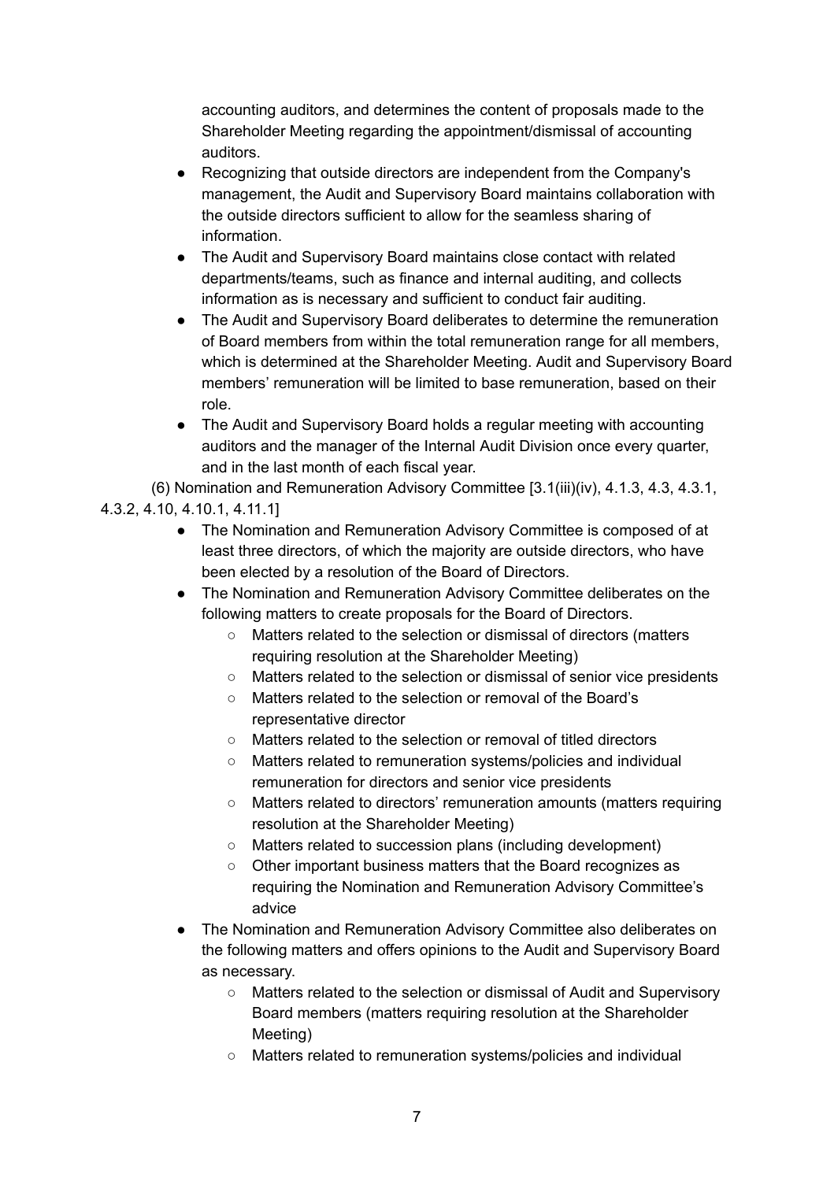accounting auditors, and determines the content of proposals made to the Shareholder Meeting regarding the appointment/dismissal of accounting auditors.

- Recognizing that outside directors are independent from the Company's management, the Audit and Supervisory Board maintains collaboration with the outside directors sufficient to allow for the seamless sharing of information.
- The Audit and Supervisory Board maintains close contact with related departments/teams, such as finance and internal auditing, and collects information as is necessary and sufficient to conduct fair auditing.
- The Audit and Supervisory Board deliberates to determine the remuneration of Board members from within the total remuneration range for all members, which is determined at the Shareholder Meeting. Audit and Supervisory Board members' remuneration will be limited to base remuneration, based on their role.
- The Audit and Supervisory Board holds a regular meeting with accounting auditors and the manager of the Internal Audit Division once every quarter, and in the last month of each fiscal year.

(6) Nomination and Remuneration Advisory Committee [3.1(iii)(iv), 4.1.3, 4.3, 4.3.1, 4.3.2, 4.10, 4.10.1, 4.11.1]

- The Nomination and Remuneration Advisory Committee is composed of at least three directors, of which the majority are outside directors, who have been elected by a resolution of the Board of Directors.
- The Nomination and Remuneration Advisory Committee deliberates on the following matters to create proposals for the Board of Directors.
    - Matters related to the selection or dismissal of directors (matters requiring resolution at the Shareholder Meeting)
    - Matters related to the selection or dismissal of senior vice presidents
    - Matters related to the selection or removal of the Board's representative director
    - Matters related to the selection or removal of titled directors
    - Matters related to remuneration systems/policies and individual remuneration for directors and senior vice presidents
    - Matters related to directors' remuneration amounts (matters requiring resolution at the Shareholder Meeting)
    - Matters related to succession plans (including development)
    - Other important business matters that the Board recognizes as requiring the Nomination and Remuneration Advisory Committee's advice
- The Nomination and Remuneration Advisory Committee also deliberates on the following matters and offers opinions to the Audit and Supervisory Board as necessary.
    - Matters related to the selection or dismissal of Audit and Supervisory Board members (matters requiring resolution at the Shareholder Meeting)
    - Matters related to remuneration systems/policies and individual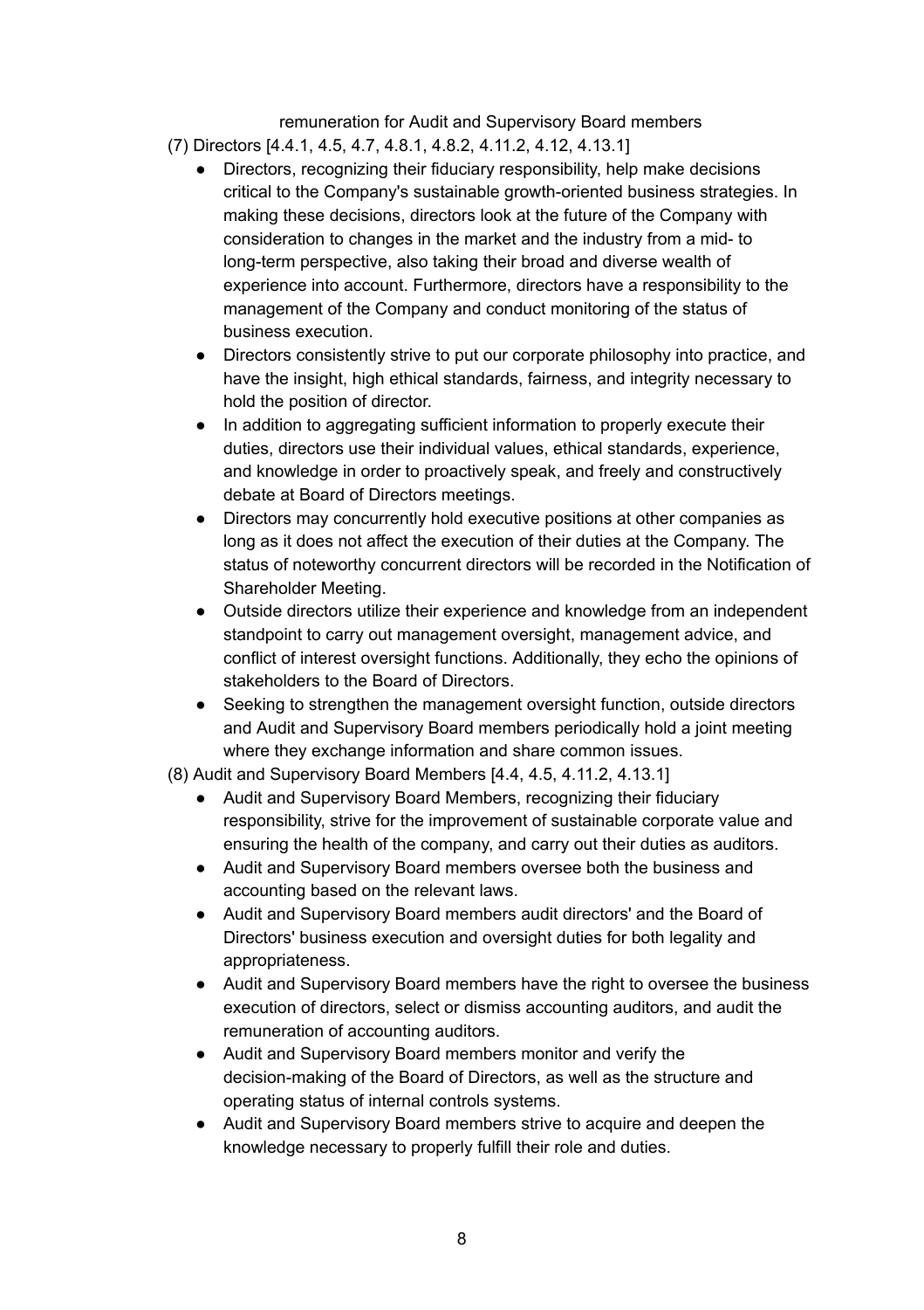remuneration for Audit and Supervisory Board members

(7) Directors [4.4.1, 4.5, 4.7, 4.8.1, 4.8.2, 4.11.2, 4.12, 4.13.1]

- Directors, recognizing their fiduciary responsibility, help make decisions critical to the Company's sustainable growth-oriented business strategies. In making these decisions, directors look at the future of the Company with consideration to changes in the market and the industry from a mid- to long-term perspective, also taking their broad and diverse wealth of experience into account. Furthermore, directors have a responsibility to the management of the Company and conduct monitoring of the status of business execution.
- Directors consistently strive to put our corporate philosophy into practice, and have the insight, high ethical standards, fairness, and integrity necessary to hold the position of director.
- In addition to aggregating sufficient information to properly execute their duties, directors use their individual values, ethical standards, experience, and knowledge in order to proactively speak, and freely and constructively debate at Board of Directors meetings.
- Directors may concurrently hold executive positions at other companies as long as it does not affect the execution of their duties at the Company. The status of noteworthy concurrent directors will be recorded in the Notification of Shareholder Meeting.
- Outside directors utilize their experience and knowledge from an independent standpoint to carry out management oversight, management advice, and conflict of interest oversight functions. Additionally, they echo the opinions of stakeholders to the Board of Directors.
- Seeking to strengthen the management oversight function, outside directors and Audit and Supervisory Board members periodically hold a joint meeting where they exchange information and share common issues.

(8) Audit and Supervisory Board Members [4.4, 4.5, 4.11.2, 4.13.1]

- Audit and Supervisory Board Members, recognizing their fiduciary responsibility, strive for the improvement of sustainable corporate value and ensuring the health of the company, and carry out their duties as auditors.
- Audit and Supervisory Board members oversee both the business and accounting based on the relevant laws.
- Audit and Supervisory Board members audit directors' and the Board of Directors' business execution and oversight duties for both legality and appropriateness.
- Audit and Supervisory Board members have the right to oversee the business execution of directors, select or dismiss accounting auditors, and audit the remuneration of accounting auditors.
- Audit and Supervisory Board members monitor and verify the decision-making of the Board of Directors, as well as the structure and operating status of internal controls systems.
- Audit and Supervisory Board members strive to acquire and deepen the knowledge necessary to properly fulfill their role and duties.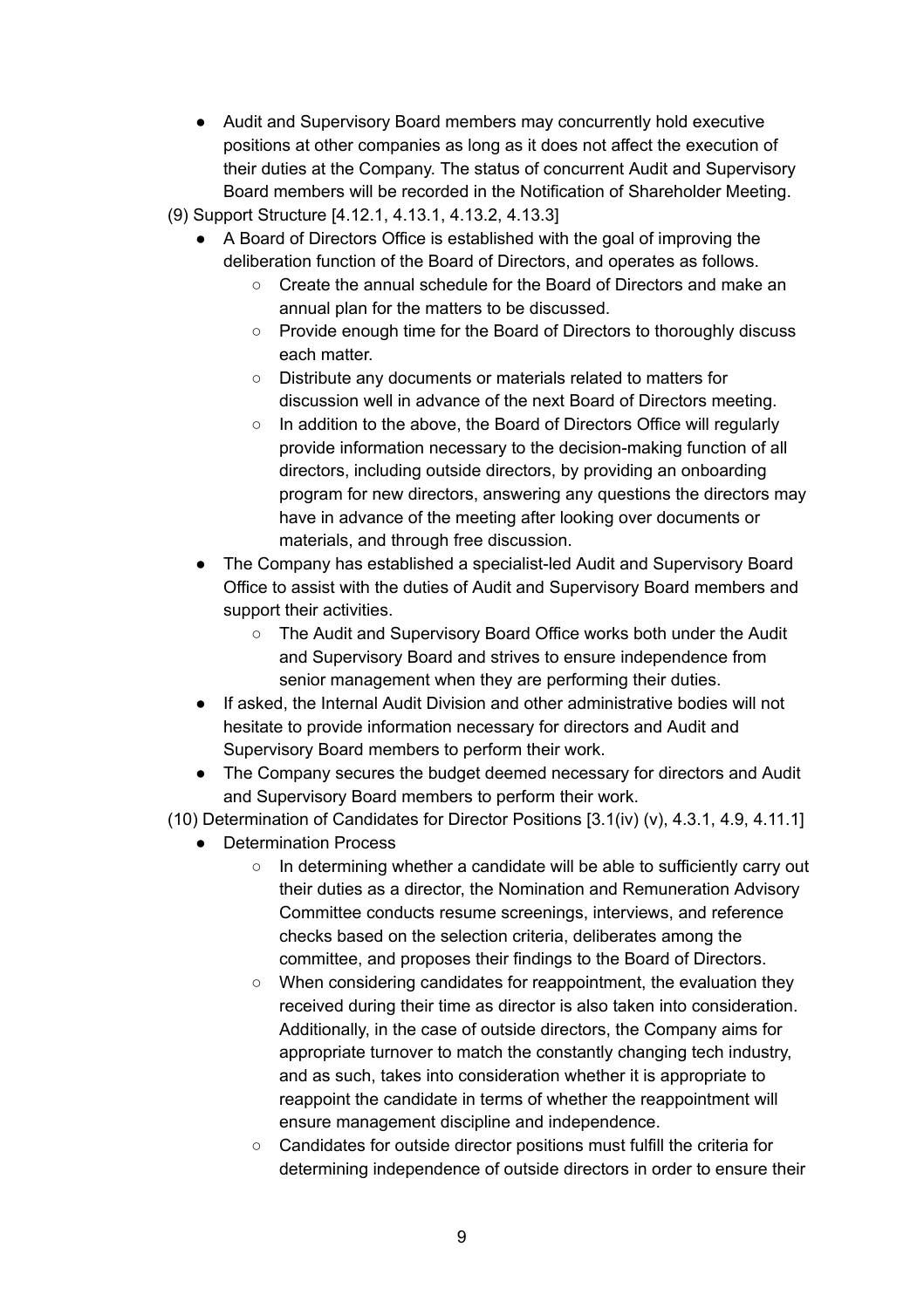- Audit and Supervisory Board members may concurrently hold executive positions at other companies as long as it does not affect the execution of their duties at the Company. The status of concurrent Audit and Supervisory Board members will be recorded in the Notification of Shareholder Meeting.

(9) Support Structure [4.12.1, 4.13.1, 4.13.2, 4.13.3]

- A Board of Directors Office is established with the goal of improving the deliberation function of the Board of Directors, and operates as follows.
  - Create the annual schedule for the Board of Directors and make an annual plan for the matters to be discussed.
  - Provide enough time for the Board of Directors to thoroughly discuss each matter.
  - Distribute any documents or materials related to matters for discussion well in advance of the next Board of Directors meeting.
  - In addition to the above, the Board of Directors Office will regularly provide information necessary to the decision-making function of all directors, including outside directors, by providing an onboarding program for new directors, answering any questions the directors may have in advance of the meeting after looking over documents or materials, and through free discussion.
- The Company has established a specialist-led Audit and Supervisory Board Office to assist with the duties of Audit and Supervisory Board members and support their activities.
  - The Audit and Supervisory Board Office works both under the Audit and Supervisory Board and strives to ensure independence from senior management when they are performing their duties.
- If asked, the Internal Audit Division and other administrative bodies will not hesitate to provide information necessary for directors and Audit and Supervisory Board members to perform their work.
- The Company secures the budget deemed necessary for directors and Audit and Supervisory Board members to perform their work.

(10) Determination of Candidates for Director Positions [3.1(iv) (v), 4.3.1, 4.9, 4.11.1]

- Determination Process
  - In determining whether a candidate will be able to sufficiently carry out their duties as a director, the Nomination and Remuneration Advisory Committee conducts resume screenings, interviews, and reference checks based on the selection criteria, deliberates among the committee, and proposes their findings to the Board of Directors.
  - When considering candidates for reappointment, the evaluation they received during their time as director is also taken into consideration. Additionally, in the case of outside directors, the Company aims for appropriate turnover to match the constantly changing tech industry, and as such, takes into consideration whether it is appropriate to reappoint the candidate in terms of whether the reappointment will ensure management discipline and independence.
  - Candidates for outside director positions must fulfill the criteria for determining independence of outside directors in order to ensure their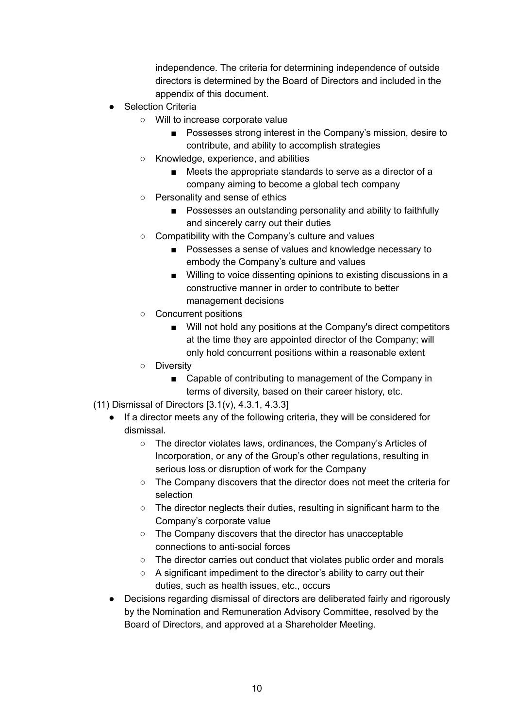independence. The criteria for determining independence of outside directors is determined by the Board of Directors and included in the appendix of this document.

- Selection Criteria
    - Will to increase corporate value
        - Possesses strong interest in the Company's mission, desire to contribute, and ability to accomplish strategies
    - Knowledge, experience, and abilities
        - Meets the appropriate standards to serve as a director of a company aiming to become a global tech company
    - Personality and sense of ethics
        - Possesses an outstanding personality and ability to faithfully and sincerely carry out their duties
    - Compatibility with the Company's culture and values
        - Possesses a sense of values and knowledge necessary to embody the Company's culture and values
        - Willing to voice dissenting opinions to existing discussions in a constructive manner in order to contribute to better management decisions
    - Concurrent positions
        - Will not hold any positions at the Company's direct competitors at the time they are appointed director of the Company; will only hold concurrent positions within a reasonable extent
    - Diversity
        - Capable of contributing to management of the Company in terms of diversity, based on their career history, etc.

(11) Dismissal of Directors [3.1(v), 4.3.1, 4.3.3]

- If a director meets any of the following criteria, they will be considered for dismissal.
    - The director violates laws, ordinances, the Company's Articles of Incorporation, or any of the Group's other regulations, resulting in serious loss or disruption of work for the Company
    - The Company discovers that the director does not meet the criteria for selection
    - The director neglects their duties, resulting in significant harm to the Company's corporate value
    - The Company discovers that the director has unacceptable connections to anti-social forces
    - The director carries out conduct that violates public order and morals
    - A significant impediment to the director's ability to carry out their duties, such as health issues, etc., occurs
- Decisions regarding dismissal of directors are deliberated fairly and rigorously by the Nomination and Remuneration Advisory Committee, resolved by the Board of Directors, and approved at a Shareholder Meeting.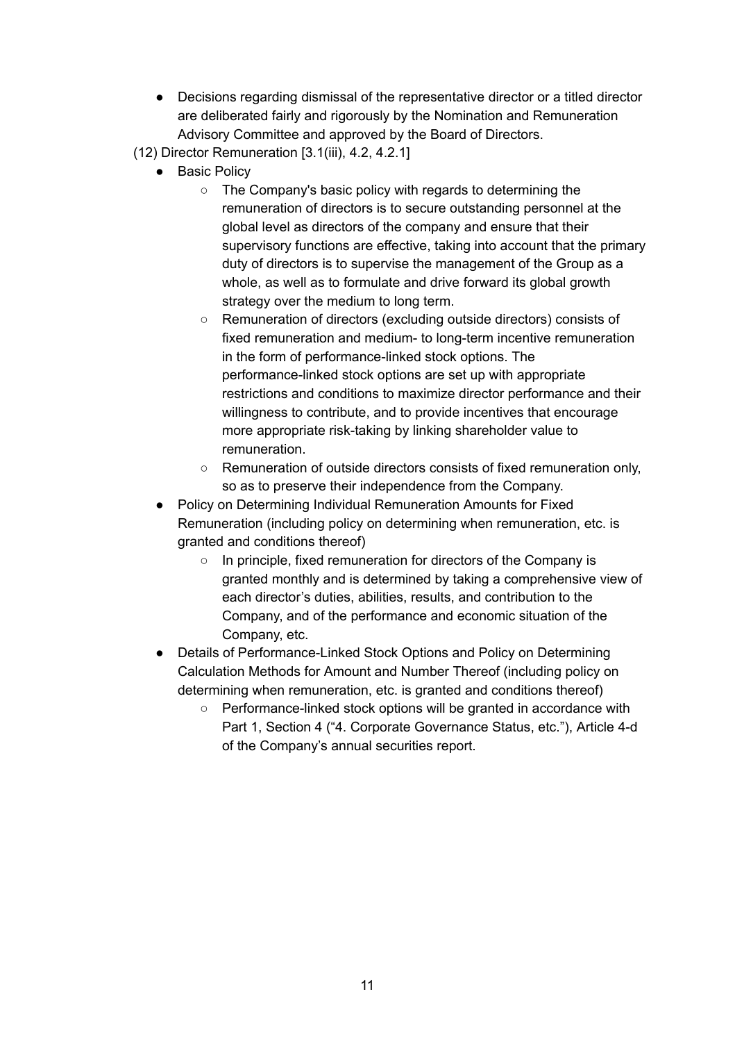- Decisions regarding dismissal of the representative director or a titled director are deliberated fairly and rigorously by the Nomination and Remuneration Advisory Committee and approved by the Board of Directors.

(12) Director Remuneration [3.1(iii), 4.2, 4.2.1]

- Basic Policy
  - The Company's basic policy with regards to determining the remuneration of directors is to secure outstanding personnel at the global level as directors of the company and ensure that their supervisory functions are effective, taking into account that the primary duty of directors is to supervise the management of the Group as a whole, as well as to formulate and drive forward its global growth strategy over the medium to long term.
  - Remuneration of directors (excluding outside directors) consists of fixed remuneration and medium- to long-term incentive remuneration in the form of performance-linked stock options. The performance-linked stock options are set up with appropriate restrictions and conditions to maximize director performance and their willingness to contribute, and to provide incentives that encourage more appropriate risk-taking by linking shareholder value to remuneration.
  - Remuneration of outside directors consists of fixed remuneration only, so as to preserve their independence from the Company.
- Policy on Determining Individual Remuneration Amounts for Fixed Remuneration (including policy on determining when remuneration, etc. is granted and conditions thereof)
  - In principle, fixed remuneration for directors of the Company is granted monthly and is determined by taking a comprehensive view of each director's duties, abilities, results, and contribution to the Company, and of the performance and economic situation of the Company, etc.
- Details of Performance-Linked Stock Options and Policy on Determining Calculation Methods for Amount and Number Thereof (including policy on determining when remuneration, etc. is granted and conditions thereof)
  - Performance-linked stock options will be granted in accordance with Part 1, Section 4 ("4. Corporate Governance Status, etc."), Article 4-d of the Company's annual securities report.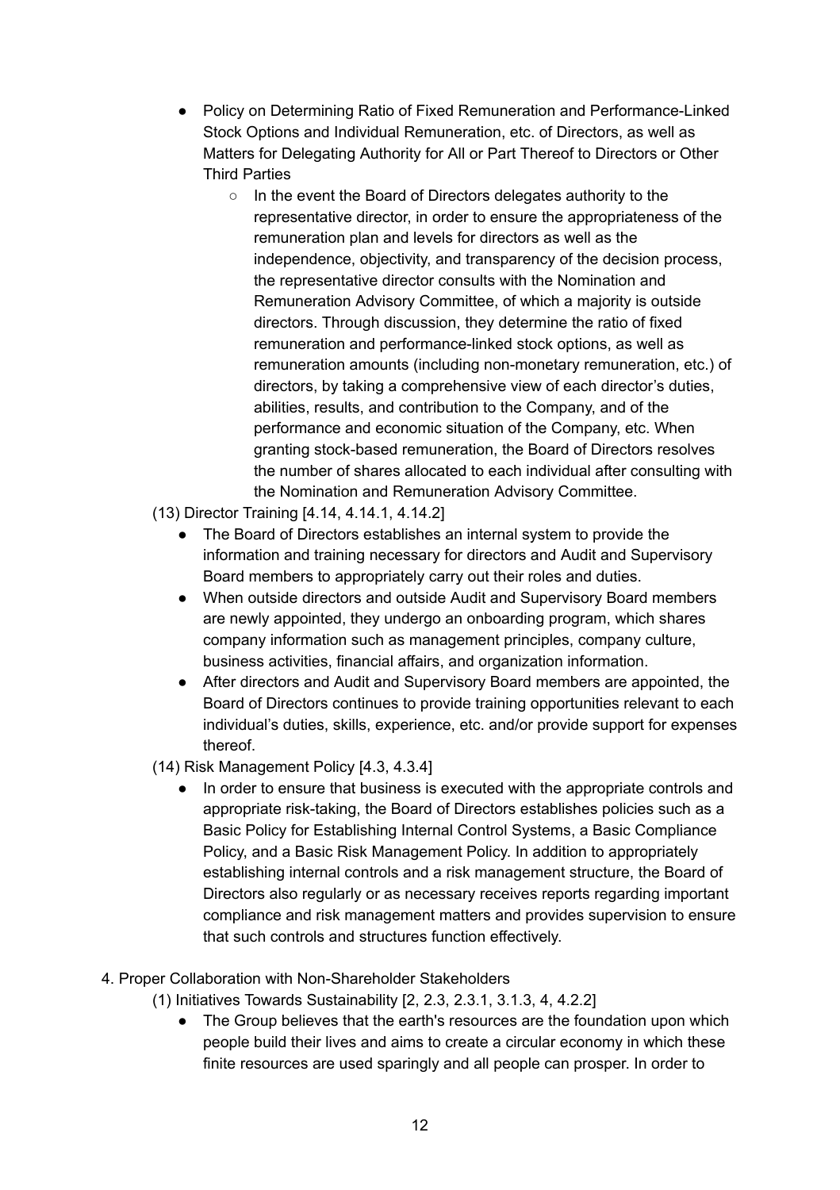- Policy on Determining Ratio of Fixed Remuneration and Performance-Linked Stock Options and Individual Remuneration, etc. of Directors, as well as Matters for Delegating Authority for All or Part Thereof to Directors or Other Third Parties
    - In the event the Board of Directors delegates authority to the representative director, in order to ensure the appropriateness of the remuneration plan and levels for directors as well as the independence, objectivity, and transparency of the decision process, the representative director consults with the Nomination and Remuneration Advisory Committee, of which a majority is outside directors. Through discussion, they determine the ratio of fixed remuneration and performance-linked stock options, as well as remuneration amounts (including non-monetary remuneration, etc.) of directors, by taking a comprehensive view of each director's duties, abilities, results, and contribution to the Company, and of the performance and economic situation of the Company, etc. When granting stock-based remuneration, the Board of Directors resolves the number of shares allocated to each individual after consulting with the Nomination and Remuneration Advisory Committee.

(13) Director Training [4.14, 4.14.1, 4.14.2]

- The Board of Directors establishes an internal system to provide the information and training necessary for directors and Audit and Supervisory Board members to appropriately carry out their roles and duties.
- When outside directors and outside Audit and Supervisory Board members are newly appointed, they undergo an onboarding program, which shares company information such as management principles, company culture, business activities, financial affairs, and organization information.
- After directors and Audit and Supervisory Board members are appointed, the Board of Directors continues to provide training opportunities relevant to each individual's duties, skills, experience, etc. and/or provide support for expenses thereof.

(14) Risk Management Policy [4.3, 4.3.4]

- In order to ensure that business is executed with the appropriate controls and appropriate risk-taking, the Board of Directors establishes policies such as a Basic Policy for Establishing Internal Control Systems, a Basic Compliance Policy, and a Basic Risk Management Policy. In addition to appropriately establishing internal controls and a risk management structure, the Board of Directors also regularly or as necessary receives reports regarding important compliance and risk management matters and provides supervision to ensure that such controls and structures function effectively.

4. Proper Collaboration with Non-Shareholder Stakeholders

(1) Initiatives Towards Sustainability [2, 2.3, 2.3.1, 3.1.3, 4, 4.2.2]

- The Group believes that the earth's resources are the foundation upon which people build their lives and aims to create a circular economy in which these finite resources are used sparingly and all people can prosper. In order to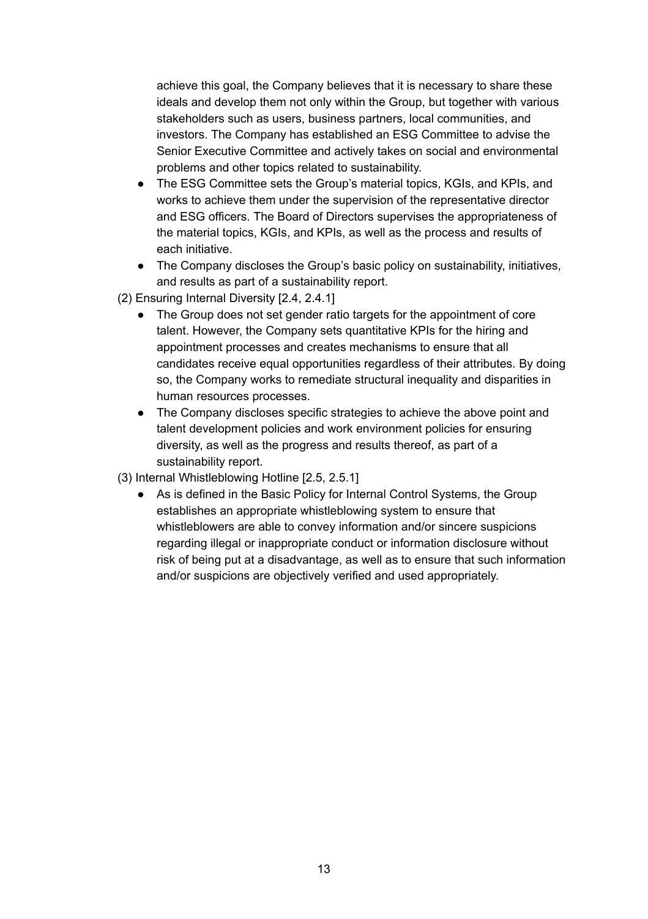achieve this goal, the Company believes that it is necessary to share these ideals and develop them not only within the Group, but together with various stakeholders such as users, business partners, local communities, and investors. The Company has established an ESG Committee to advise the Senior Executive Committee and actively takes on social and environmental problems and other topics related to sustainability.

- The ESG Committee sets the Group's material topics, KGIs, and KPIs, and works to achieve them under the supervision of the representative director and ESG officers. The Board of Directors supervises the appropriateness of the material topics, KGIs, and KPIs, as well as the process and results of each initiative.
- The Company discloses the Group's basic policy on sustainability, initiatives, and results as part of a sustainability report.

(2) Ensuring Internal Diversity [2.4, 2.4.1]

- The Group does not set gender ratio targets for the appointment of core talent. However, the Company sets quantitative KPIs for the hiring and appointment processes and creates mechanisms to ensure that all candidates receive equal opportunities regardless of their attributes. By doing so, the Company works to remediate structural inequality and disparities in human resources processes.
- The Company discloses specific strategies to achieve the above point and talent development policies and work environment policies for ensuring diversity, as well as the progress and results thereof, as part of a sustainability report.

(3) Internal Whistleblowing Hotline [2.5, 2.5.1]

- As is defined in the Basic Policy for Internal Control Systems, the Group establishes an appropriate whistleblowing system to ensure that whistleblowers are able to convey information and/or sincere suspicions regarding illegal or inappropriate conduct or information disclosure without risk of being put at a disadvantage, as well as to ensure that such information and/or suspicions are objectively verified and used appropriately.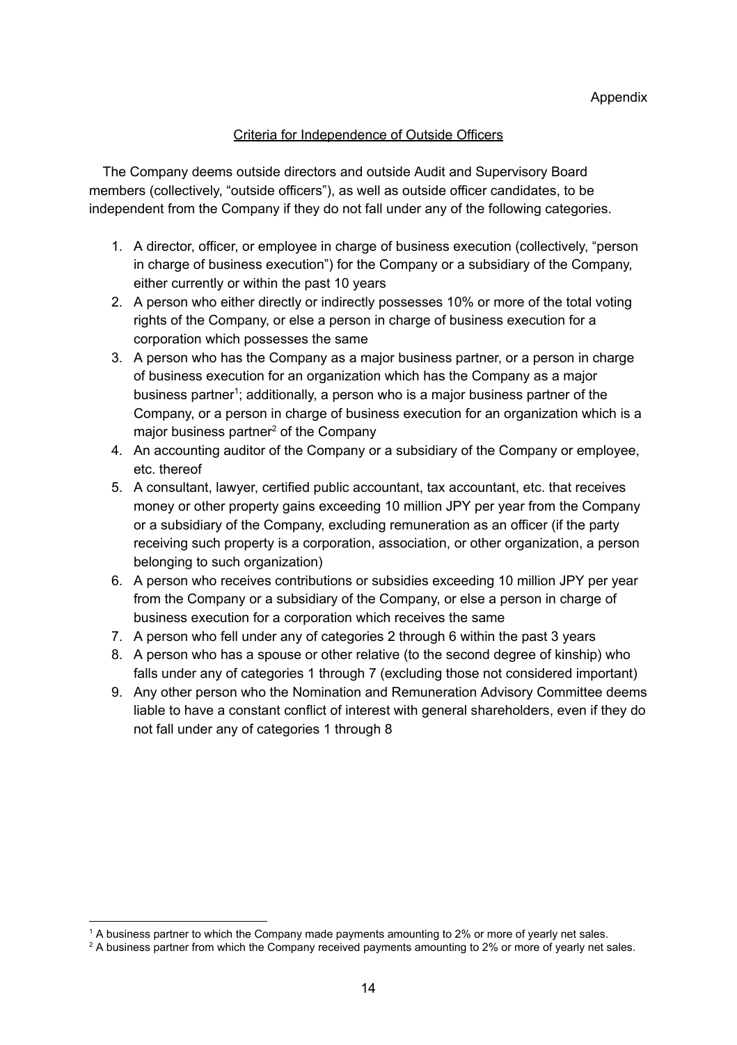Appendix

## Criteria for Independence of Outside Officers

The Company deems outside directors and outside Audit and Supervisory Board members (collectively, “outside officers”), as well as outside officer candidates, to be independent from the Company if they do not fall under any of the following categories.

1. A director, officer, or employee in charge of business execution (collectively, “person in charge of business execution”) for the Company or a subsidiary of the Company, either currently or within the past 10 years
2. A person who either directly or indirectly possesses 10% or more of the total voting rights of the Company, or else a person in charge of business execution for a corporation which possesses the same
3. A person who has the Company as a major business partner, or a person in charge of business execution for an organization which has the Company as a major business partner[1]; additionally, a person who is a major business partner of the Company, or a person in charge of business execution for an organization which is a major business partner[2] of the Company
4. An accounting auditor of the Company or a subsidiary of the Company or employee, etc. thereof
5. A consultant, lawyer, certified public accountant, tax accountant, etc. that receives money or other property gains exceeding 10 million JPY per year from the Company or a subsidiary of the Company, excluding remuneration as an officer (if the party receiving such property is a corporation, association, or other organization, a person belonging to such organization)
6. A person who receives contributions or subsidies exceeding 10 million JPY per year from the Company or a subsidiary of the Company, or else a person in charge of business execution for a corporation which receives the same
7. A person who fell under any of categories 2 through 6 within the past 3 years
8. A person who has a spouse or other relative (to the second degree of kinship) who falls under any of categories 1 through 7 (excluding those not considered important)
9. Any other person who the Nomination and Remuneration Advisory Committee deems liable to have a constant conflict of interest with general shareholders, even if they do not fall under any of categories 1 through 8

[1] A business partner to which the Company made payments amounting to 2% or more of yearly net sales.

[2] A business partner from which the Company received payments amounting to 2% or more of yearly net sales.